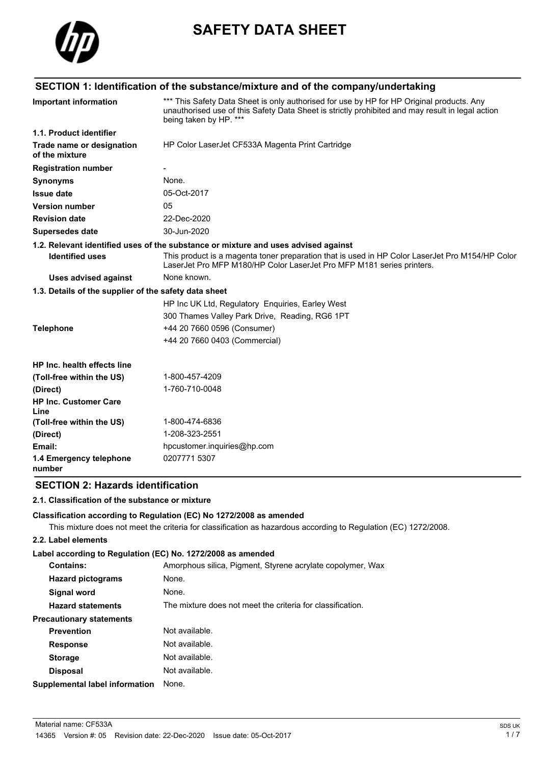# SAFETY DATA SHEET

## SECTION 1: Identification of the substance/mixture and of the company/undertaking

| | |
|---|---|
| **Important information** | *** This Safety Data Sheet is only authorised for use by HP for HP Original products. Any unauthorised use of this Safety Data Sheet is strictly prohibited and may result in legal action being taken by HP. *** |
| **1.1. Product identifier** | |
| **Trade name or designation of the mixture** | HP Color LaserJet CF533A Magenta Print Cartridge |
| **Registration number** | - |
| **Synonyms** | None. |
| **Issue date** | 05-Oct-2017 |
| **Version number** | 05 |
| **Revision date** | 22-Dec-2020 |
| **Supersedes date** | 30-Jun-2020 |

**1.2. Relevant identified uses of the substance or mixture and uses advised against**

| | |
|---|---|
| **Identified uses** | This product is a magenta toner preparation that is used in HP Color LaserJet Pro M154/HP Color LaserJet Pro MFP M180/HP Color LaserJet Pro MFP M181 series printers. |
| **Uses advised against** | None known. |

**1.3. Details of the supplier of the safety data sheet**

| | |
|---|---|
| | HP Inc UK Ltd, Regulatory Enquiries, Earley West |
| | 300 Thames Valley Park Drive, Reading, RG6 1PT |
| **Telephone** | +44 20 7660 0596 (Consumer) |
| | +44 20 7660 0403 (Commercial) |
| **HP Inc. health effects line** | |
| **(Toll-free within the US)** | 1-800-457-4209 |
| **(Direct)** | 1-760-710-0048 |
| **HP Inc. Customer Care Line** | |
| **(Toll-free within the US)** | 1-800-474-6836 |
| **(Direct)** | 1-208-323-2551 |
| **Email:** | hpcustomer.inquiries@hp.com |
| **1.4 Emergency telephone number** | 0207771 5307 |

## SECTION 2: Hazards identification

**2.1. Classification of the substance or mixture**

**Classification according to Regulation (EC) No 1272/2008 as amended**

This mixture does not meet the criteria for classification as hazardous according to Regulation (EC) 1272/2008.

**2.2. Label elements**

**Label according to Regulation (EC) No. 1272/2008 as amended**

| | |
|---|---|
| **Contains:** | Amorphous silica, Pigment, Styrene acrylate copolymer, Wax |
| **Hazard pictograms** | None. |
| **Signal word** | None. |
| **Hazard statements** | The mixture does not meet the criteria for classification. |
| **Precautionary statements** | |
| **Prevention** | Not available. |
| **Response** | Not available. |
| **Storage** | Not available. |
| **Disposal** | Not available. |
| **Supplemental label information** | None. |

Material name: CF533A

14365 Version #: 05 Revision date: 22-Dec-2020 Issue date: 05-Oct-2017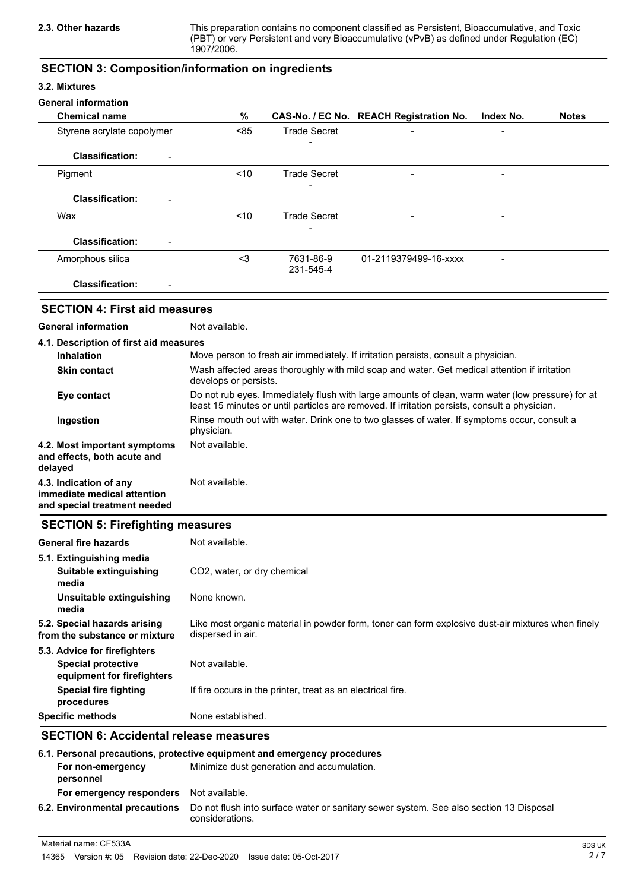**2.3. Other hazards** This preparation contains no component classified as Persistent, Bioaccumulative, and Toxic (PBT) or very Persistent and very Bioaccumulative (vPvB) as defined under Regulation (EC) 1907/2006.

## SECTION 3: Composition/information on ingredients

### 3.2. Mixtures

**General information**

| Chemical name | % | CAS-No. / EC No. | REACH Registration No. | Index No. | Notes |
|---|---|---|---|---|---|
| Styrene acrylate copolymer | <85 | Trade Secret<br>- | - | - | |
| **Classification:** - | | | | | |
| Pigment | <10 | Trade Secret<br>- | - | - | |
| **Classification:** - | | | | | |
| Wax | <10 | Trade Secret<br>- | - | - | |
| **Classification:** - | | | | | |
| Amorphous silica | <3 | 7631-86-9<br>231-545-4 | 01-2119379499-16-xxxx | - | |
| **Classification:** - | | | | | |

## SECTION 4: First aid measures

**General information** Not available.

**4.1. Description of first aid measures**

**Inhalation** Move person to fresh air immediately. If irritation persists, consult a physician.

**Skin contact** Wash affected areas thoroughly with mild soap and water. Get medical attention if irritation develops or persists.

**Eye contact** Do not rub eyes. Immediately flush with large amounts of clean, warm water (low pressure) for at least 15 minutes or until particles are removed. If irritation persists, consult a physician.

**Ingestion** Rinse mouth out with water. Drink one to two glasses of water. If symptoms occur, consult a physician.

**4.2. Most important symptoms and effects, both acute and delayed** Not available.

**4.3. Indication of any immediate medical attention and special treatment needed** Not available.

## SECTION 5: Firefighting measures

**General fire hazards** Not available.

**5.1. Extinguishing media**

**Suitable extinguishing media** $CO_2$, water, or dry chemical

**Unsuitable extinguishing media** None known.

**5.2. Special hazards arising from the substance or mixture** Like most organic material in powder form, toner can form explosive dust-air mixtures when finely dispersed in air.

**5.3. Advice for firefighters**

**Special protective equipment for firefighters** Not available.

**Special fire fighting procedures** If fire occurs in the printer, treat as an electrical fire.

**Specific methods** None established.

## SECTION 6: Accidental release measures

**6.1. Personal precautions, protective equipment and emergency procedures**

**For non-emergency personnel** Minimize dust generation and accumulation.

**For emergency responders** Not available.

**6.2. Environmental precautions** Do not flush into surface water or sanitary sewer system. See also section 13 Disposal considerations.

Material name: CF533A

14365 Version #: 05 Revision date: 22-Dec-2020 Issue date: 05-Oct-2017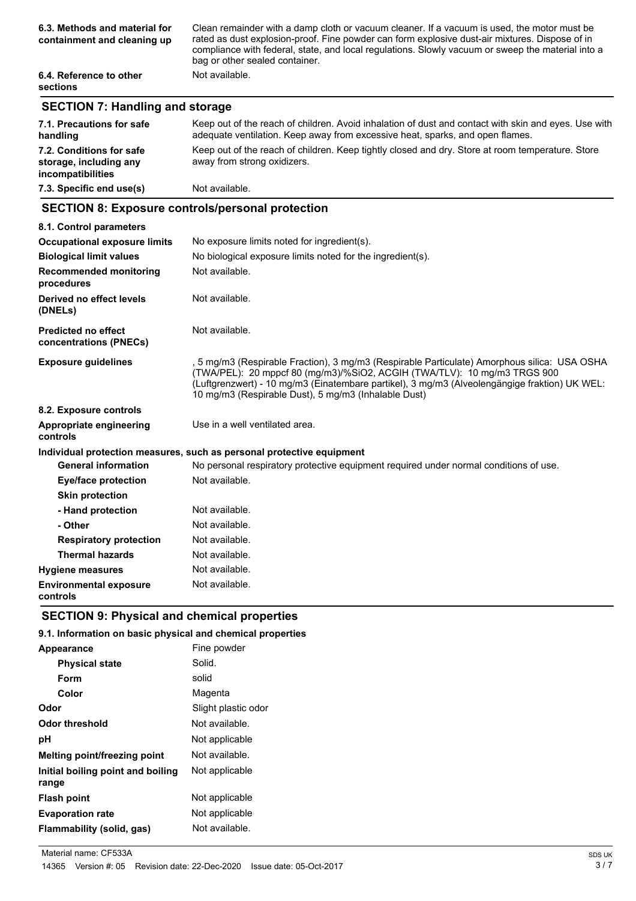| | |
|---|---|
| **6.3. Methods and material for containment and cleaning up** | Clean remainder with a damp cloth or vacuum cleaner. If a vacuum is used, the motor must be rated as dust explosion-proof. Fine powder can form explosive dust-air mixtures. Dispose of in compliance with federal, state, and local regulations. Slowly vacuum or sweep the material into a bag or other sealed container. |
| **6.4. Reference to other sections** | Not available. |

## SECTION 7: Handling and storage

| | |
|---|---|
| **7.1. Precautions for safe handling** | Keep out of the reach of children. Avoid inhalation of dust and contact with skin and eyes. Use with adequate ventilation. Keep away from excessive heat, sparks, and open flames. |
| **7.2. Conditions for safe storage, including any incompatibilities** | Keep out of the reach of children. Keep tightly closed and dry. Store at room temperature. Store away from strong oxidizers. |
| **7.3. Specific end use(s)** | Not available. |

## SECTION 8: Exposure controls/personal protection

| | |
|---|---|
| **8.1. Control parameters** | |
| **Occupational exposure limits** | No exposure limits noted for ingredient(s). |
| **Biological limit values** | No biological exposure limits noted for the ingredient(s). |
| **Recommended monitoring procedures** | Not available. |
| **Derived no effect levels (DNELs)** | Not available. |
| **Predicted no effect concentrations (PNECs)** | Not available. |
| **Exposure guidelines** | , 5 mg/m3 (Respirable Fraction), 3 mg/m3 (Respirable Particulate) Amorphous silica: USA OSHA (TWA/PEL): 20 mppcf 80 (mg/m3)/%SiO2, ACGIH (TWA/TLV): 10 mg/m3 TRGS 900 (Luftgrenzwert) - 10 mg/m3 (Einatembare partikel), 3 mg/m3 (Alveolengängige fraktion) UK WEL: 10 mg/m3 (Respirable Dust), 5 mg/m3 (Inhalable Dust) |
| **8.2. Exposure controls** | |
| **Appropriate engineering controls** | Use in a well ventilated area. |
| **Individual protection measures, such as personal protective equipment** | |
| **General information** | No personal respiratory protective equipment required under normal conditions of use. |
| **Eye/face protection** | Not available. |
| **Skin protection** | |
| **- Hand protection** | Not available. |
| **- Other** | Not available. |
| **Respiratory protection** | Not available. |
| **Thermal hazards** | Not available. |
| **Hygiene measures** | Not available. |
| **Environmental exposure controls** | Not available. |

## SECTION 9: Physical and chemical properties

### 9.1. Information on basic physical and chemical properties

| | |
|---|---|
| **Appearance** | Fine powder |
| **Physical state** | Solid. |
| **Form** | solid |
| **Color** | Magenta |
| **Odor** | Slight plastic odor |
| **Odor threshold** | Not available. |
| **pH** | Not applicable |
| **Melting point/freezing point** | Not available. |
| **Initial boiling point and boiling range** | Not applicable |
| **Flash point** | Not applicable |
| **Evaporation rate** | Not applicable |
| **Flammability (solid, gas)** | Not available. |

Material name: CF533A

14365 Version #: 05 Revision date: 22-Dec-2020 Issue date: 05-Oct-2017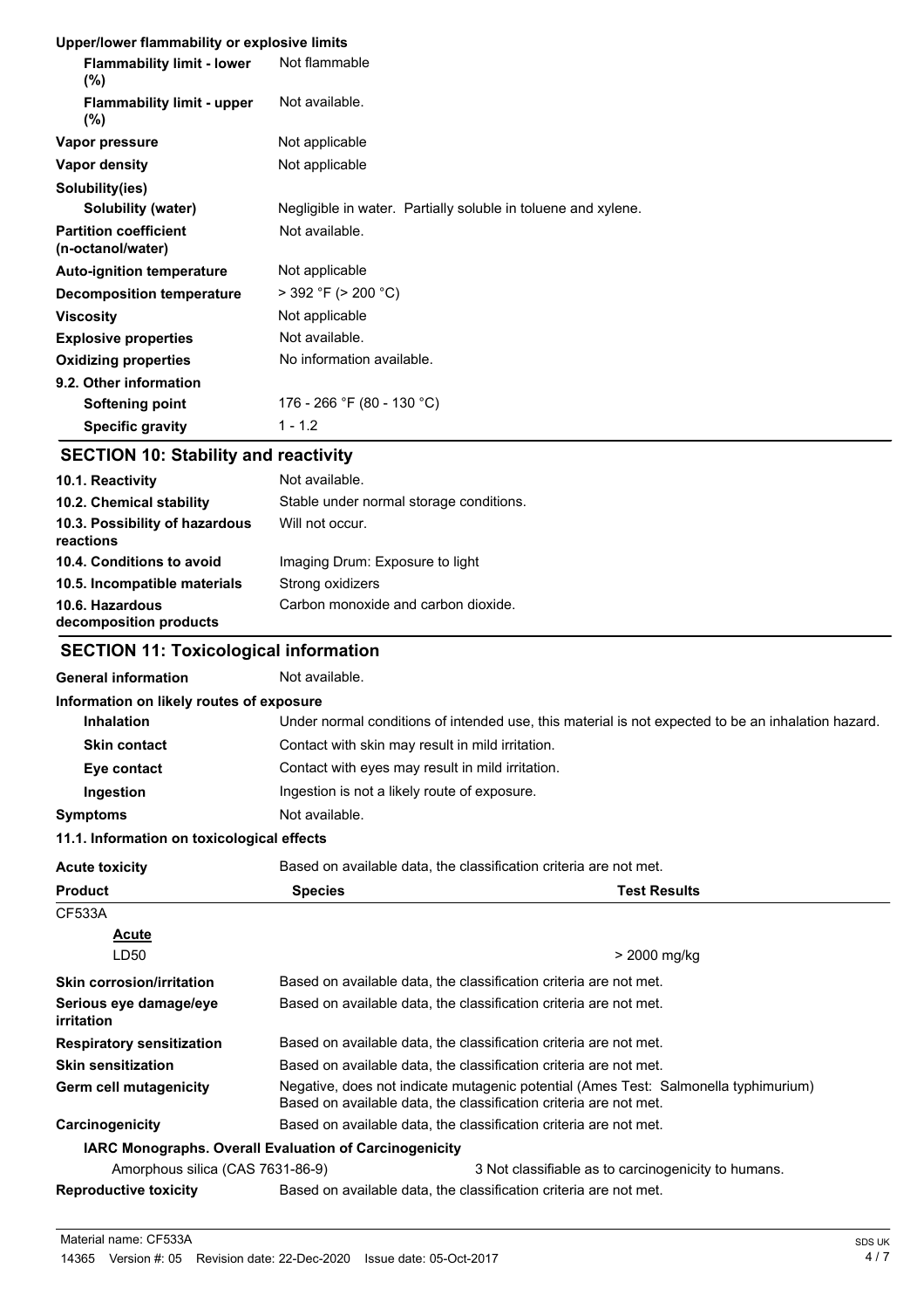**Upper/lower flammability or explosive limits**

| | |
|---|---|
| **Flammability limit - lower (%)** | Not flammable |
| **Flammability limit - upper (%)** | Not available. |
| **Vapor pressure** | Not applicable |
| **Vapor density** | Not applicable |
| **Solubility(ies)** | |
| **Solubility (water)** | Negligible in water. Partially soluble in toluene and xylene. |
| **Partition coefficient (n-octanol/water)** | Not available. |
| **Auto-ignition temperature** | Not applicable |
| **Decomposition temperature** | > 392 °F (> 200 °C) |
| **Viscosity** | Not applicable |
| **Explosive properties** | Not available. |
| **Oxidizing properties** | No information available. |

**9.2. Other information**

| | |
|---|---|
| **Softening point** | 176 - 266 °F (80 - 130 °C) |
| **Specific gravity** | 1 - 1.2 |

## SECTION 10: Stability and reactivity

| | |
|---|---|
| **10.1. Reactivity** | Not available. |
| **10.2. Chemical stability** | Stable under normal storage conditions. |
| **10.3. Possibility of hazardous reactions** | Will not occur. |
| **10.4. Conditions to avoid** | Imaging Drum: Exposure to light |
| **10.5. Incompatible materials** | Strong oxidizers |
| **10.6. Hazardous decomposition products** | Carbon monoxide and carbon dioxide. |

## SECTION 11: Toxicological information

| | |
|---|---|
| **General information** | Not available. |

**Information on likely routes of exposure**

| | |
|---|---|
| **Inhalation** | Under normal conditions of intended use, this material is not expected to be an inhalation hazard. |
| **Skin contact** | Contact with skin may result in mild irritation. |
| **Eye contact** | Contact with eyes may result in mild irritation. |
| **Ingestion** | Ingestion is not a likely route of exposure. |
| **Symptoms** | Not available. |

**11.1. Information on toxicological effects**

| | |
|---|---|
| **Acute toxicity** | Based on available data, the classification criteria are not met. |

| Product | Species | Test Results |
|---|---|---|
| CF533A | | |
| **Acute** | | |
| LD50 | | > 2000 mg/kg |

| | |
|---|---|
| **Skin corrosion/irritation** | Based on available data, the classification criteria are not met. |
| **Serious eye damage/eye irritation** | Based on available data, the classification criteria are not met. |
| **Respiratory sensitization** | Based on available data, the classification criteria are not met. |
| **Skin sensitization** | Based on available data, the classification criteria are not met. |
| **Germ cell mutagenicity** | Negative, does not indicate mutagenic potential (Ames Test: Salmonella typhimurium) Based on available data, the classification criteria are not met. |
| **Carcinogenicity** | Based on available data, the classification criteria are not met. |

**IARC Monographs. Overall Evaluation of Carcinogenicity**

| | |
|---|---|
| Amorphous silica (CAS 7631-86-9) | 3 Not classifiable as to carcinogenicity to humans. |

| | |
|---|---|
| **Reproductive toxicity** | Based on available data, the classification criteria are not met. |

Material name: CF533A

14365 Version #: 05 Revision date: 22-Dec-2020 Issue date: 05-Oct-2017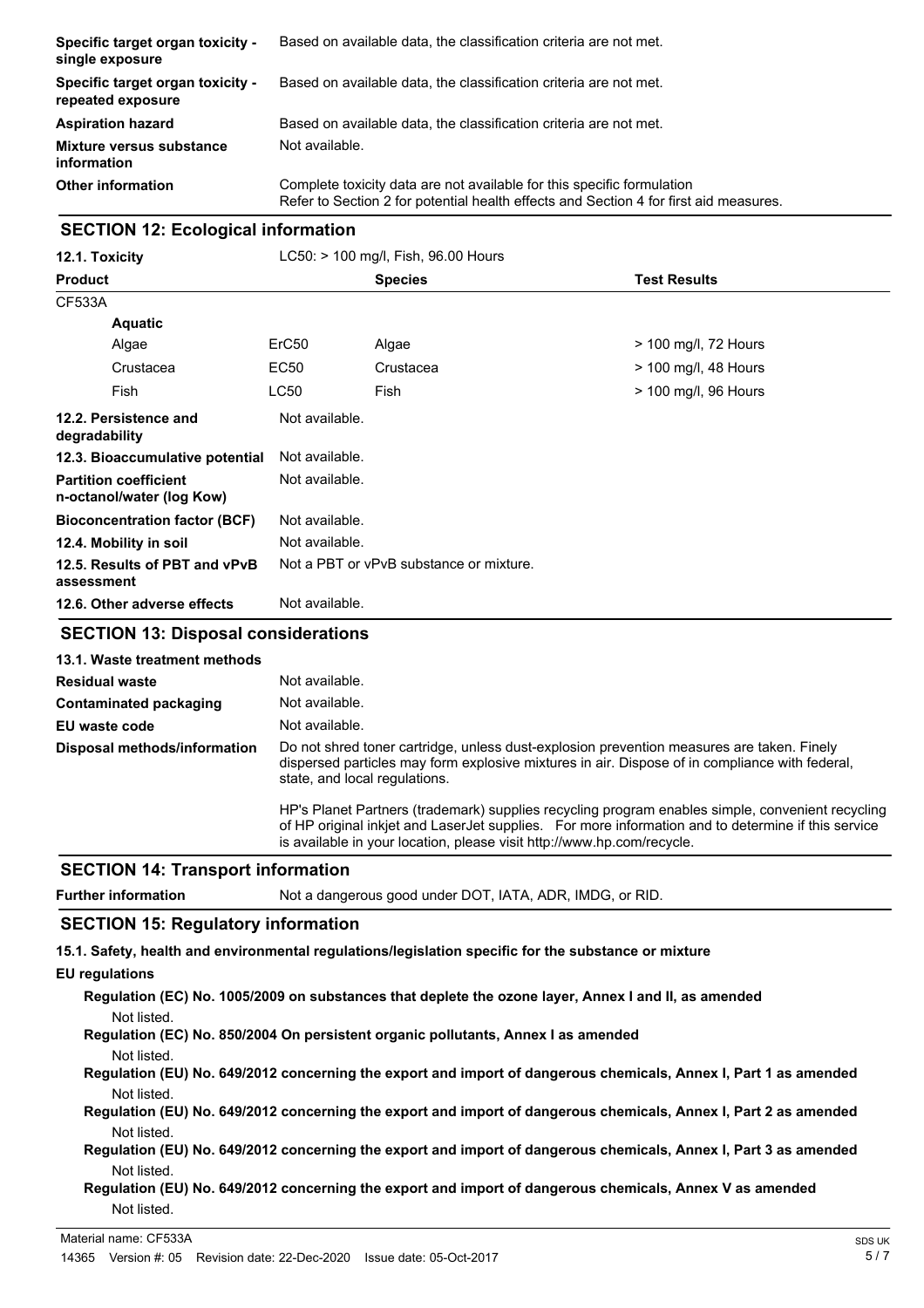| | |
|---|---|
| **Specific target organ toxicity - single exposure** | Based on available data, the classification criteria are not met. |
| **Specific target organ toxicity - repeated exposure** | Based on available data, the classification criteria are not met. |
| **Aspiration hazard** | Based on available data, the classification criteria are not met. |
| **Mixture versus substance information** | Not available. |
| **Other information** | Complete toxicity data are not available for this specific formulation<br>Refer to Section 2 for potential health effects and Section 4 for first aid measures. |

## SECTION 12: Ecological information

**12.1. Toxicity** LC50: > 100 mg/l, Fish, 96.00 Hours

| Product | | Species | Test Results |
|---|---|---|---|
| CF533A | | | |
| **Aquatic** | | | |
| Algae | ErC50 | Algae | > 100 mg/l, 72 Hours |
| Crustacea | EC50 | Crustacea | > 100 mg/l, 48 Hours |
| Fish | LC50 | Fish | > 100 mg/l, 96 Hours |

| | |
|---|---|
| **12.2. Persistence and degradability** | Not available. |
| **12.3. Bioaccumulative potential** | Not available. |
| **Partition coefficient n-octanol/water (log Kow)** | Not available. |
| **Bioconcentration factor (BCF)** | Not available. |
| **12.4. Mobility in soil** | Not available. |
| **12.5. Results of PBT and vPvB assessment** | Not a PBT or vPvB substance or mixture. |
| **12.6. Other adverse effects** | Not available. |

## SECTION 13: Disposal considerations

**13.1. Waste treatment methods**

| | |
|---|---|
| **Residual waste** | Not available. |
| **Contaminated packaging** | Not available. |
| **EU waste code** | Not available. |
| **Disposal methods/information** | Do not shred toner cartridge, unless dust-explosion prevention measures are taken. Finely dispersed particles may form explosive mixtures in air. Dispose of in compliance with federal, state, and local regulations.<br><br>HP's Planet Partners (trademark) supplies recycling program enables simple, convenient recycling of HP original inkjet and LaserJet supplies. For more information and to determine if this service is available in your location, please visit http://www.hp.com/recycle. |

## SECTION 14: Transport information

**Further information** Not a dangerous good under DOT, IATA, ADR, IMDG, or RID.

## SECTION 15: Regulatory information

**15.1. Safety, health and environmental regulations/legislation specific for the substance or mixture**

**EU regulations**

**Regulation (EC) No. 1005/2009 on substances that deplete the ozone layer, Annex I and II, as amended**

Not listed.

**Regulation (EC) No. 850/2004 On persistent organic pollutants, Annex I as amended**

Not listed.

**Regulation (EU) No. 649/2012 concerning the export and import of dangerous chemicals, Annex I, Part 1 as amended**

Not listed.

**Regulation (EU) No. 649/2012 concerning the export and import of dangerous chemicals, Annex I, Part 2 as amended**

Not listed.

**Regulation (EU) No. 649/2012 concerning the export and import of dangerous chemicals, Annex I, Part 3 as amended**

Not listed.

**Regulation (EU) No. 649/2012 concerning the export and import of dangerous chemicals, Annex V as amended**

Not listed.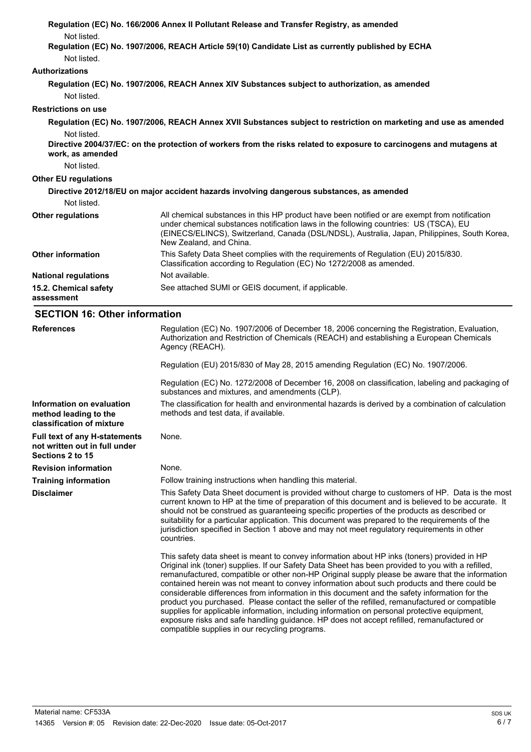**Regulation (EC) No. 166/2006 Annex II Pollutant Release and Transfer Registry, as amended**

Not listed.

**Regulation (EC) No. 1907/2006, REACH Article 59(10) Candidate List as currently published by ECHA**

Not listed.

**Authorizations**

**Regulation (EC) No. 1907/2006, REACH Annex XIV Substances subject to authorization, as amended**

Not listed.

**Restrictions on use**

**Regulation (EC) No. 1907/2006, REACH Annex XVII Substances subject to restriction on marketing and use as amended**

Not listed.

**Directive 2004/37/EC: on the protection of workers from the risks related to exposure to carcinogens and mutagens at work, as amended**

Not listed.

**Other EU regulations**

**Directive 2012/18/EU on major accident hazards involving dangerous substances, as amended**

Not listed.

| | |
|---|---|
| **Other regulations** | All chemical substances in this HP product have been notified or are exempt from notification under chemical substances notification laws in the following countries: US (TSCA), EU (EINECS/ELINCS), Switzerland, Canada (DSL/NDSL), Australia, Japan, Philippines, South Korea, New Zealand, and China. |
| **Other information** | This Safety Data Sheet complies with the requirements of Regulation (EU) 2015/830. Classification according to Regulation (EC) No 1272/2008 as amended. |
| **National regulations** | Not available. |
| **15.2. Chemical safety assessment** | See attached SUMI or GEIS document, if applicable. |

## SECTION 16: Other information

| | |
|---|---|
| **References** | Regulation (EC) No. 1907/2006 of December 18, 2006 concerning the Registration, Evaluation, Authorization and Restriction of Chemicals (REACH) and establishing a European Chemicals Agency (REACH).<br><br>Regulation (EU) 2015/830 of May 28, 2015 amending Regulation (EC) No. 1907/2006.<br><br>Regulation (EC) No. 1272/2008 of December 16, 2008 on classification, labeling and packaging of substances and mixtures, and amendments (CLP). |
| **Information on evaluation method leading to the classification of mixture** | The classification for health and environmental hazards is derived by a combination of calculation methods and test data, if available. |
| **Full text of any H-statements not written out in full under Sections 2 to 15** | None. |
| **Revision information** | None. |
| **Training information** | Follow training instructions when handling this material. |
| **Disclaimer** | This Safety Data Sheet document is provided without charge to customers of HP. Data is the most current known to HP at the time of preparation of this document and is believed to be accurate. It should not be construed as guaranteeing specific properties of the products as described or suitability for a particular application. This document was prepared to the requirements of the jurisdiction specified in Section 1 above and may not meet regulatory requirements in other countries.<br><br>This safety data sheet is meant to convey information about HP inks (toners) provided in HP Original ink (toner) supplies. If our Safety Data Sheet has been provided to you with a refilled, remanufactured, compatible or other non-HP Original supply please be aware that the information contained herein was not meant to convey information about such products and there could be considerable differences from information in this document and the safety information for the product you purchased. Please contact the seller of the refilled, remanufactured or compatible supplies for applicable information, including information on personal protective equipment, exposure risks and safe handling guidance. HP does not accept refilled, remanufactured or compatible supplies in our recycling programs. |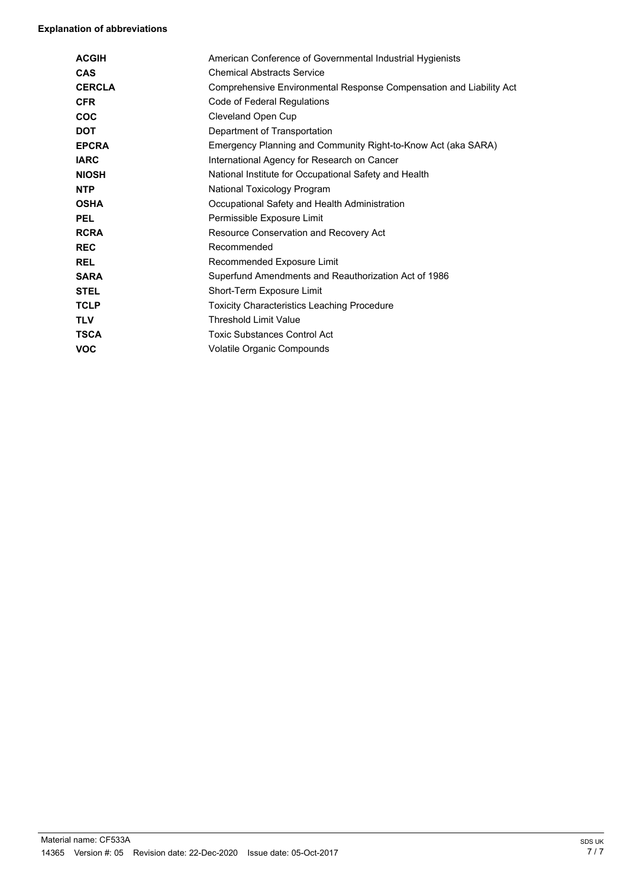**Explanation of abbreviations**

| | |
|---|---|
| **ACGIH** | American Conference of Governmental Industrial Hygienists |
| **CAS** | Chemical Abstracts Service |
| **CERCLA** | Comprehensive Environmental Response Compensation and Liability Act |
| **CFR** | Code of Federal Regulations |
| **COC** | Cleveland Open Cup |
| **DOT** | Department of Transportation |
| **EPCRA** | Emergency Planning and Community Right-to-Know Act (aka SARA) |
| **IARC** | International Agency for Research on Cancer |
| **NIOSH** | National Institute for Occupational Safety and Health |
| **NTP** | National Toxicology Program |
| **OSHA** | Occupational Safety and Health Administration |
| **PEL** | Permissible Exposure Limit |
| **RCRA** | Resource Conservation and Recovery Act |
| **REC** | Recommended |
| **REL** | Recommended Exposure Limit |
| **SARA** | Superfund Amendments and Reauthorization Act of 1986 |
| **STEL** | Short-Term Exposure Limit |
| **TCLP** | Toxicity Characteristics Leaching Procedure |
| **TLV** | Threshold Limit Value |
| **TSCA** | Toxic Substances Control Act |
| **VOC** | Volatile Organic Compounds |